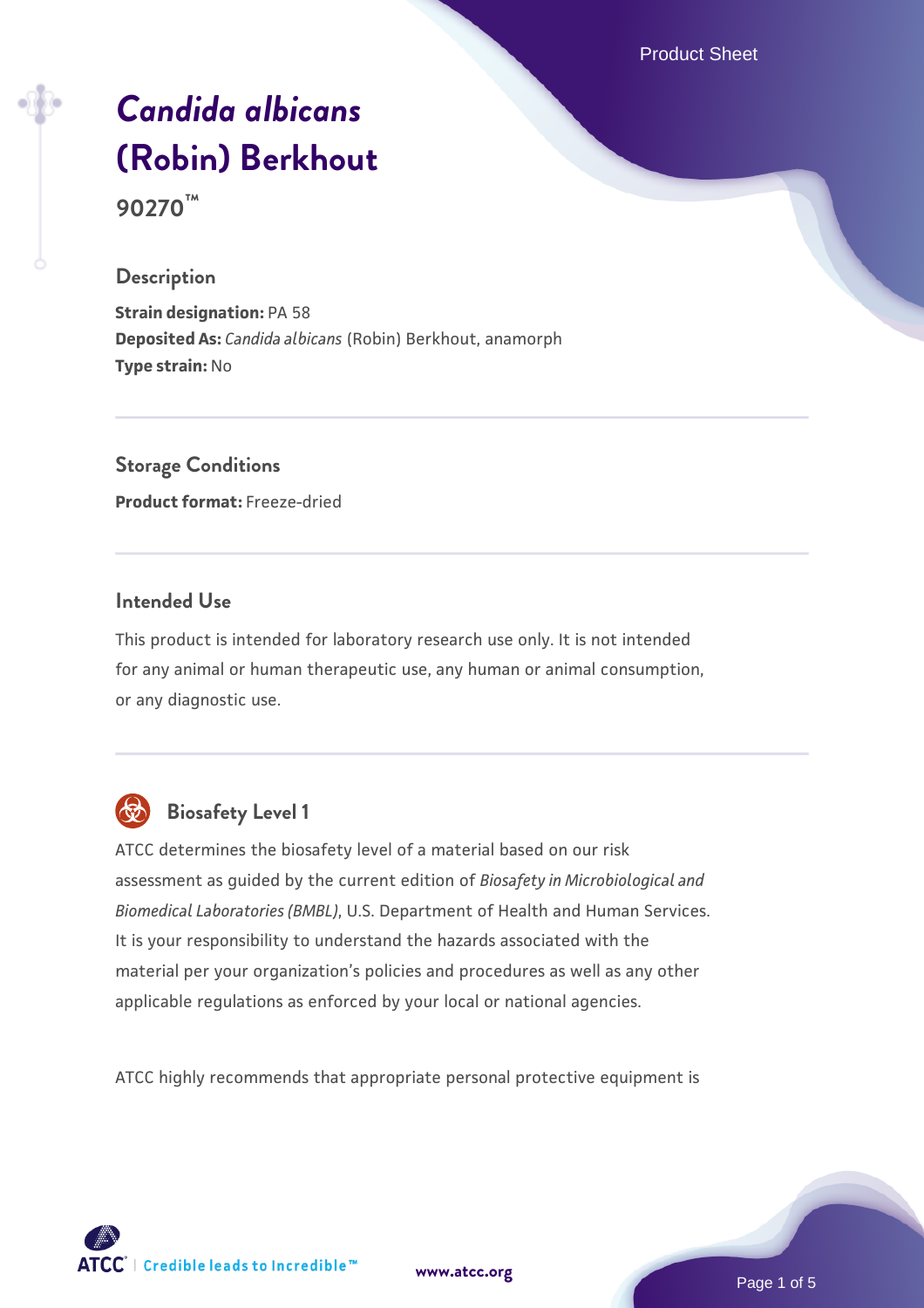# *Candida albicans* (Robin) Berkhout

**90270™**

## Description

**Strain designation:** PA 58

**Deposited As:** *Candida albicans* (Robin) Berkhout, anamorph

**Type strain:** No

## Storage Conditions

**Product format:** Freeze-dried

## Intended Use

This product is intended for laboratory research use only. It is not intended for any animal or human therapeutic use, any human or animal consumption, or any diagnostic use.

## Biosafety Level 1

ATCC determines the biosafety level of a material based on our risk assessment as guided by the current edition of *Biosafety in Microbiological and Biomedical Laboratories (BMBL)*, U.S. Department of Health and Human Services. It is your responsibility to understand the hazards associated with the material per your organization's policies and procedures as well as any other applicable regulations as enforced by your local or national agencies.

ATCC highly recommends that appropriate personal protective equipment is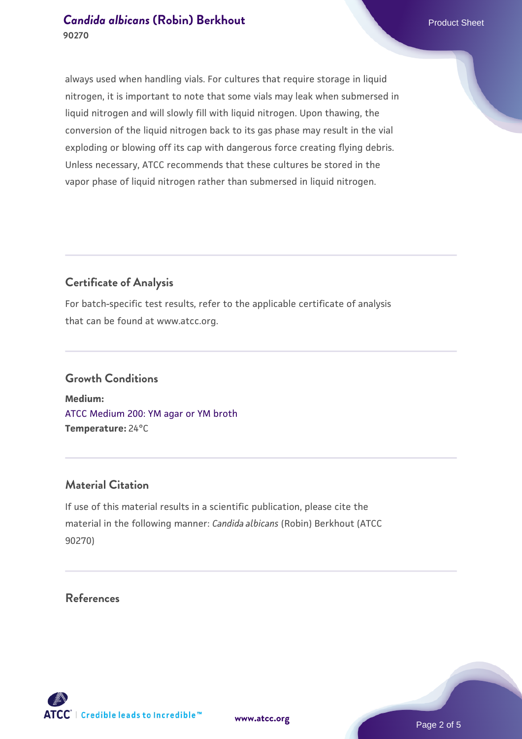always used when handling vials. For cultures that require storage in liquid nitrogen, it is important to note that some vials may leak when submersed in liquid nitrogen and will slowly fill with liquid nitrogen. Upon thawing, the conversion of the liquid nitrogen back to its gas phase may result in the vial exploding or blowing off its cap with dangerous force creating flying debris. Unless necessary, ATCC recommends that these cultures be stored in the vapor phase of liquid nitrogen rather than submersed in liquid nitrogen.

## Certificate of Analysis

For batch-specific test results, refer to the applicable certificate of analysis that can be found at www.atcc.org.

## Growth Conditions

**Medium:**
ATCC Medium 200: YM agar or YM broth
**Temperature:** 24°C

## Material Citation

If use of this material results in a scientific publication, please cite the material in the following manner: *Candida albicans* (Robin) Berkhout (ATCC 90270)

## References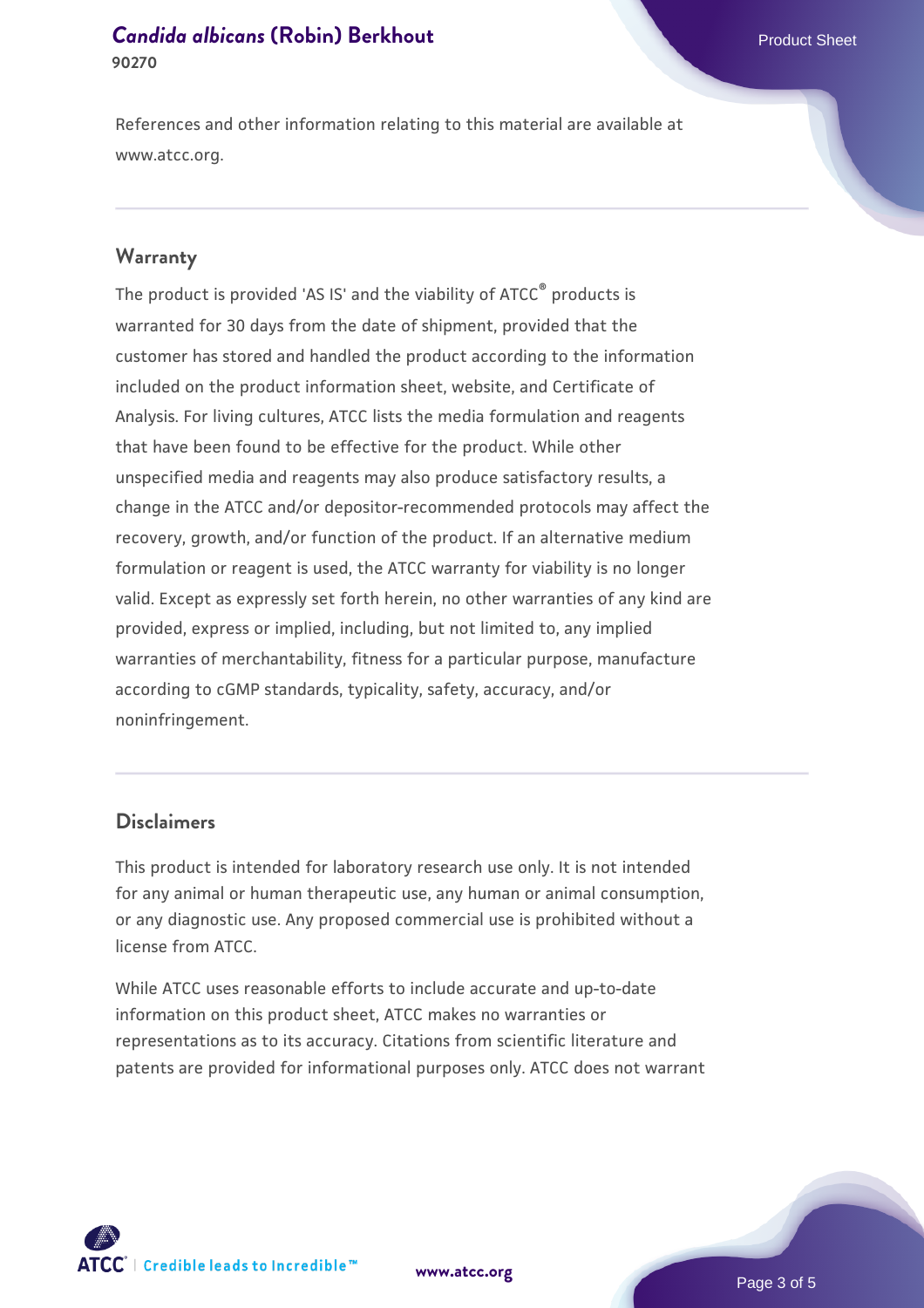References and other information relating to this material are available at www.atcc.org.

## Warranty

The product is provided 'AS IS' and the viability of ATCC® products is warranted for 30 days from the date of shipment, provided that the customer has stored and handled the product according to the information included on the product information sheet, website, and Certificate of Analysis. For living cultures, ATCC lists the media formulation and reagents that have been found to be effective for the product. While other unspecified media and reagents may also produce satisfactory results, a change in the ATCC and/or depositor-recommended protocols may affect the recovery, growth, and/or function of the product. If an alternative medium formulation or reagent is used, the ATCC warranty for viability is no longer valid. Except as expressly set forth herein, no other warranties of any kind are provided, express or implied, including, but not limited to, any implied warranties of merchantability, fitness for a particular purpose, manufacture according to cGMP standards, typicality, safety, accuracy, and/or noninfringement.

## Disclaimers

This product is intended for laboratory research use only. It is not intended for any animal or human therapeutic use, any human or animal consumption, or any diagnostic use. Any proposed commercial use is prohibited without a license from ATCC.

While ATCC uses reasonable efforts to include accurate and up-to-date information on this product sheet, ATCC makes no warranties or representations as to its accuracy. Citations from scientific literature and patents are provided for informational purposes only. ATCC does not warrant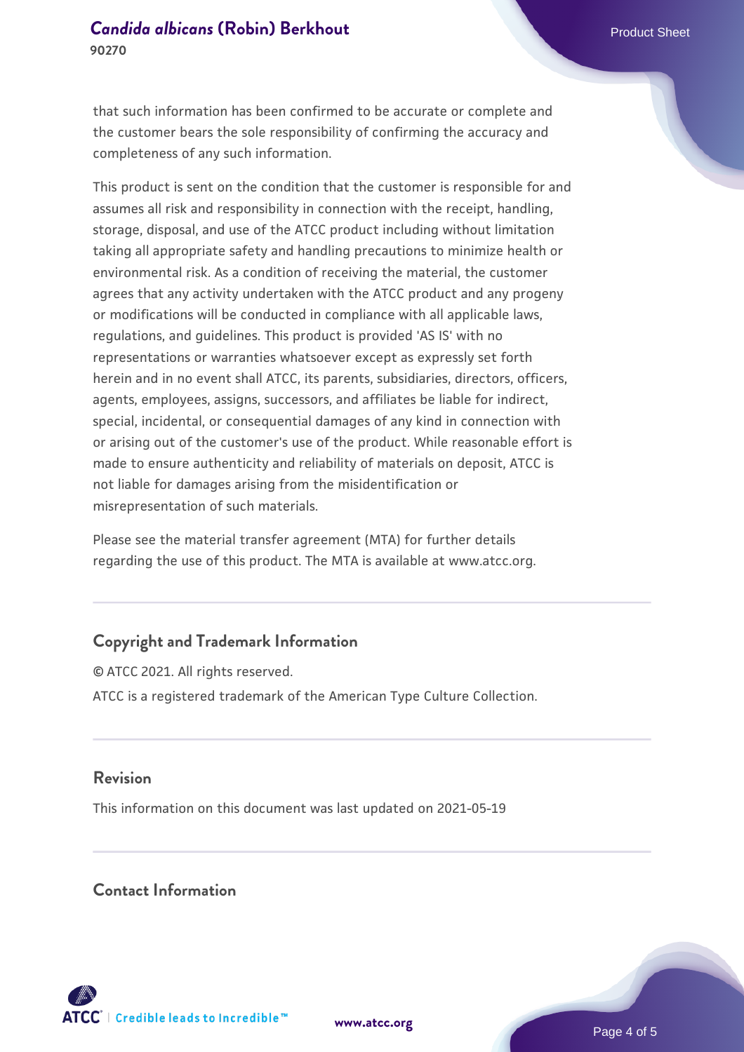that such information has been confirmed to be accurate or complete and the customer bears the sole responsibility of confirming the accuracy and completeness of any such information.

This product is sent on the condition that the customer is responsible for and assumes all risk and responsibility in connection with the receipt, handling, storage, disposal, and use of the ATCC product including without limitation taking all appropriate safety and handling precautions to minimize health or environmental risk. As a condition of receiving the material, the customer agrees that any activity undertaken with the ATCC product and any progeny or modifications will be conducted in compliance with all applicable laws, regulations, and guidelines. This product is provided 'AS IS' with no representations or warranties whatsoever except as expressly set forth herein and in no event shall ATCC, its parents, subsidiaries, directors, officers, agents, employees, assigns, successors, and affiliates be liable for indirect, special, incidental, or consequential damages of any kind in connection with or arising out of the customer's use of the product. While reasonable effort is made to ensure authenticity and reliability of materials on deposit, ATCC is not liable for damages arising from the misidentification or misrepresentation of such materials.

Please see the material transfer agreement (MTA) for further details regarding the use of this product. The MTA is available at www.atcc.org.

## Copyright and Trademark Information

© ATCC 2021. All rights reserved.

ATCC is a registered trademark of the American Type Culture Collection.

## Revision

This information on this document was last updated on 2021-05-19

## Contact Information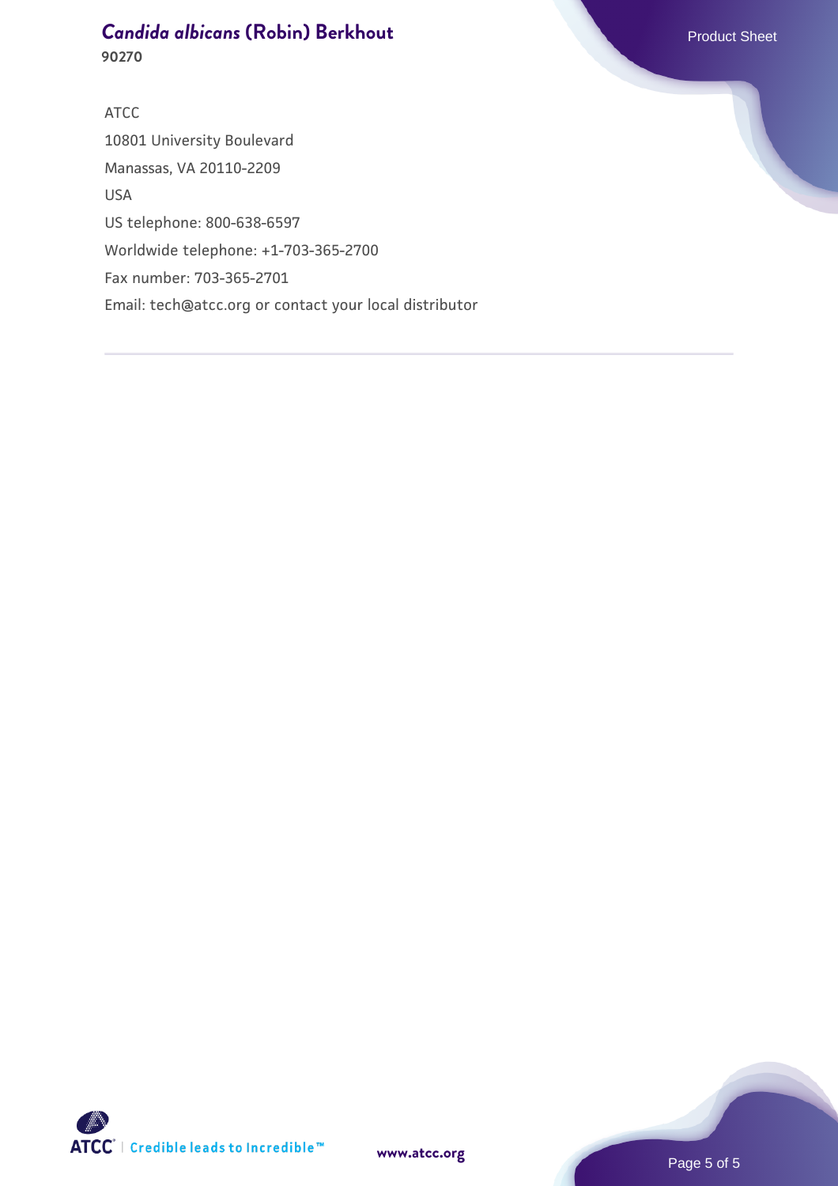ATCC

10801 University Boulevard

Manassas, VA 20110-2209

USA

US telephone: 800-638-6597

Worldwide telephone: +1-703-365-2700

Fax number: 703-365-2701

Email: tech@atcc.org or contact your local distributor